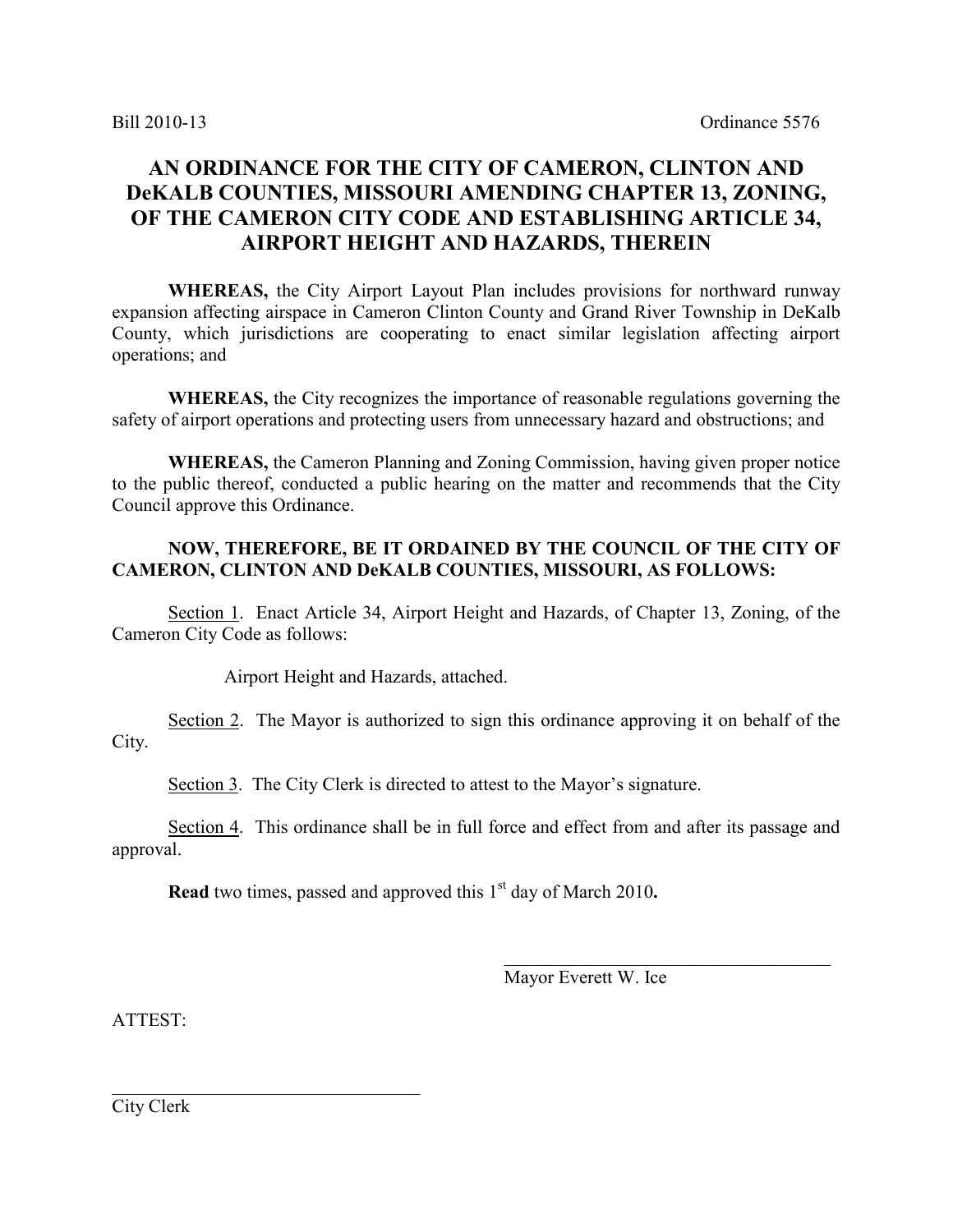Bill 2010-13 Ordinance 5576

# AN ORDINANCE FOR THE CITY OF CAMERON, CLINTON AND DeKALB COUNTIES, MISSOURI AMENDING CHAPTER 13, ZONING, OF THE CAMERON CITY CODE AND ESTABLISHING ARTICLE 34, AIRPORT HEIGHT AND HAZARDS, THEREIN

**WHEREAS,** the City Airport Layout Plan includes provisions for northward runway expansion affecting airspace in Cameron Clinton County and Grand River Township in DeKalb County, which jurisdictions are cooperating to enact similar legislation affecting airport operations; and

**WHEREAS,** the City recognizes the importance of reasonable regulations governing the safety of airport operations and protecting users from unnecessary hazard and obstructions; and

**WHEREAS,** the Cameron Planning and Zoning Commission, having given proper notice to the public thereof, conducted a public hearing on the matter and recommends that the City Council approve this Ordinance.

**NOW, THEREFORE, BE IT ORDAINED BY THE COUNCIL OF THE CITY OF CAMERON, CLINTON AND DeKALB COUNTIES, MISSOURI, AS FOLLOWS:**

Section 1. Enact Article 34, Airport Height and Hazards, of Chapter 13, Zoning, of the Cameron City Code as follows:

Airport Height and Hazards, attached.

Section 2. The Mayor is authorized to sign this ordinance approving it on behalf of the City.

Section 3. The City Clerk is directed to attest to the Mayor's signature.

Section 4. This ordinance shall be in full force and effect from and after its passage and approval.

**Read** two times, passed and approved this 1st day of March 2010**.**

\_\_\_\_\_\_\_\_\_\_\_\_\_\_\_\_\_\_\_\_\_\_\_\_\_\_\_\_\_\_\_\_\_\_\_\_
Mayor Everett W. Ice

ATTEST:

\_\_\_\_\_\_\_\_\_\_\_\_\_\_\_\_\_\_\_\_\_\_\_\_\_\_\_\_\_\_\_\_\_\_\_\_
City Clerk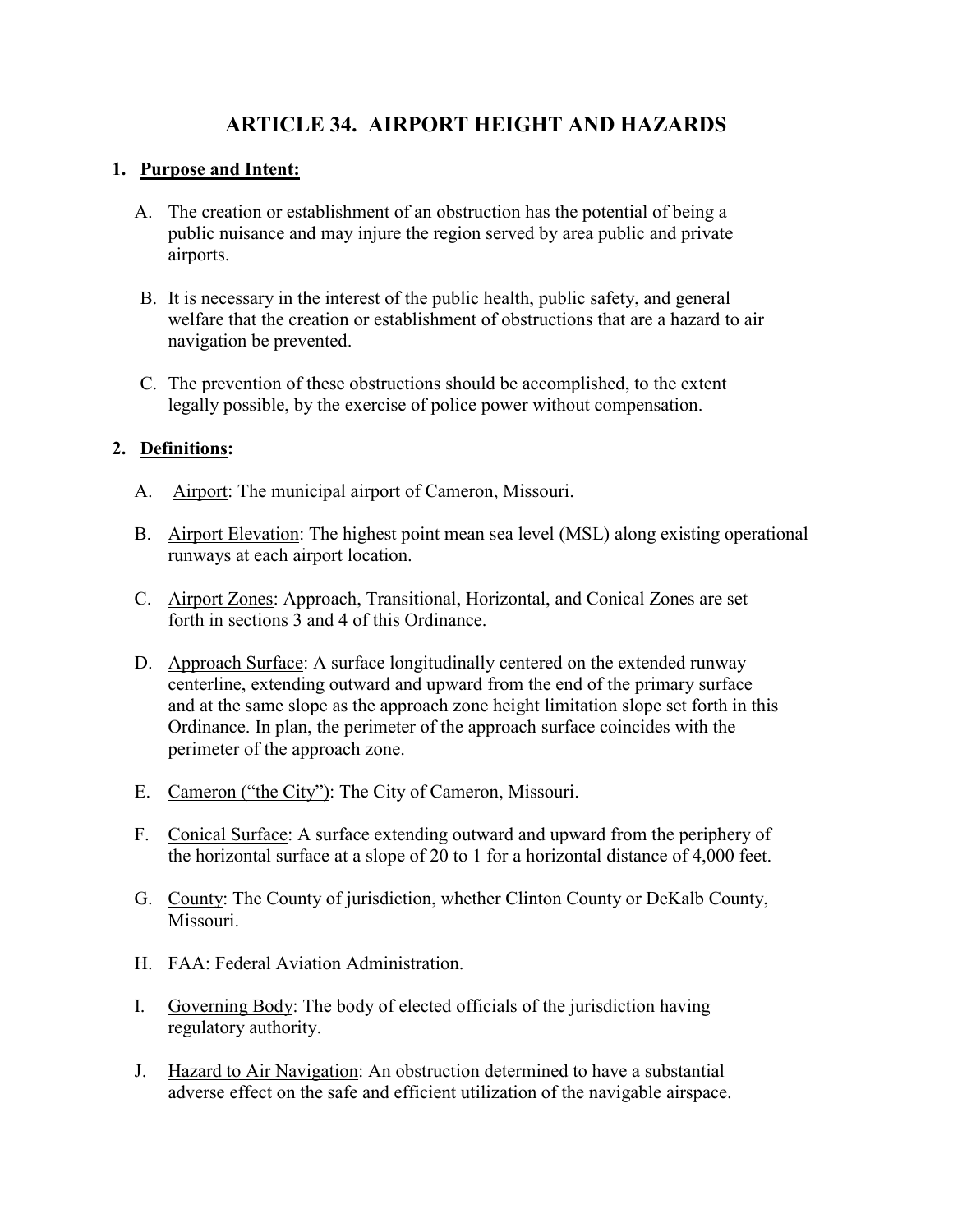# ARTICLE 34. AIRPORT HEIGHT AND HAZARDS

**1. Purpose and Intent:**

A. The creation or establishment of an obstruction has the potential of being a public nuisance and may injure the region served by area public and private airports.

B. It is necessary in the interest of the public health, public safety, and general welfare that the creation or establishment of obstructions that are a hazard to air navigation be prevented.

C. The prevention of these obstructions should be accomplished, to the extent legally possible, by the exercise of police power without compensation.

**2. Definitions:**

A. Airport: The municipal airport of Cameron, Missouri.

B. Airport Elevation: The highest point mean sea level (MSL) along existing operational runways at each airport location.

C. Airport Zones: Approach, Transitional, Horizontal, and Conical Zones are set forth in sections 3 and 4 of this Ordinance.

D. Approach Surface: A surface longitudinally centered on the extended runway centerline, extending outward and upward from the end of the primary surface and at the same slope as the approach zone height limitation slope set forth in this Ordinance. In plan, the perimeter of the approach surface coincides with the perimeter of the approach zone.

E. Cameron ("the City"): The City of Cameron, Missouri.

F. Conical Surface: A surface extending outward and upward from the periphery of the horizontal surface at a slope of 20 to 1 for a horizontal distance of 4,000 feet.

G. County: The County of jurisdiction, whether Clinton County or DeKalb County, Missouri.

H. FAA: Federal Aviation Administration.

I. Governing Body: The body of elected officials of the jurisdiction having regulatory authority.

J. Hazard to Air Navigation: An obstruction determined to have a substantial adverse effect on the safe and efficient utilization of the navigable airspace.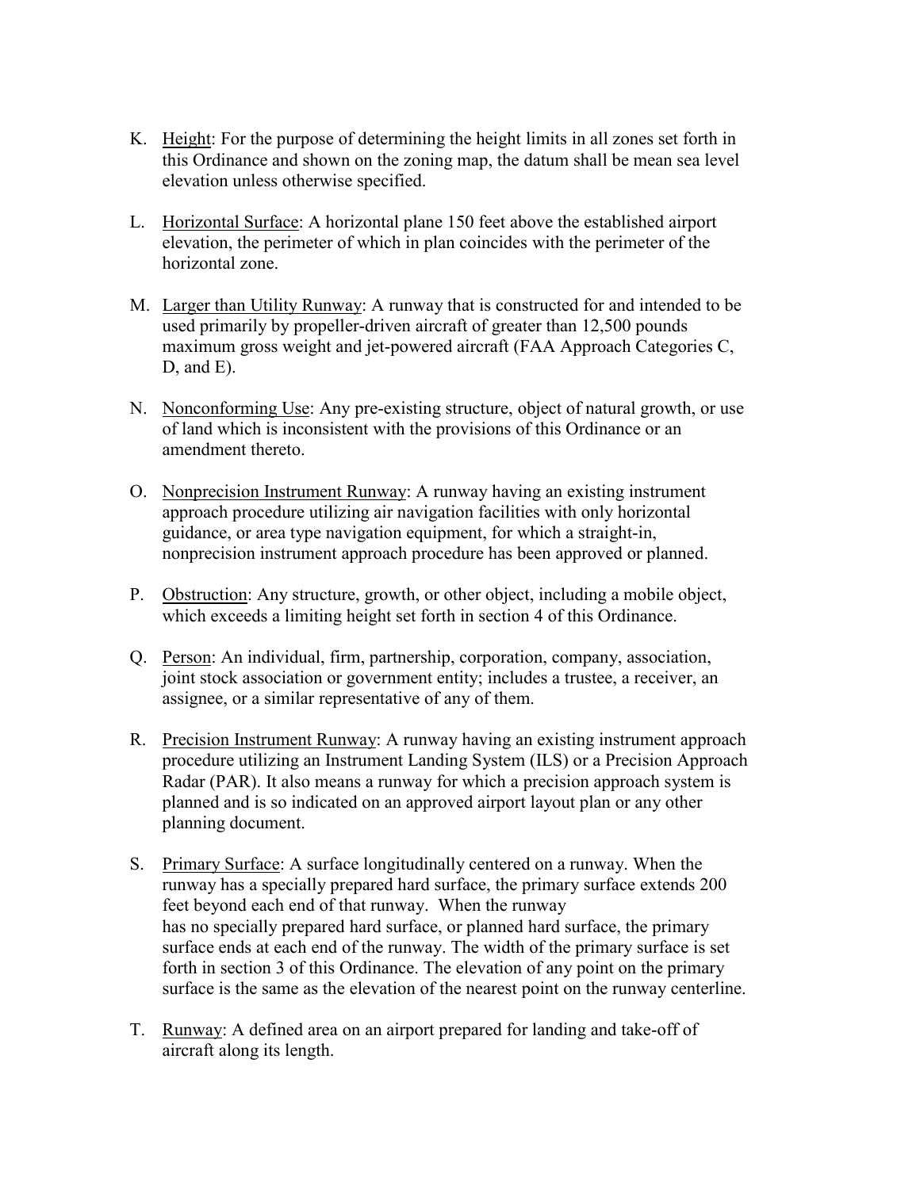K. Height: For the purpose of determining the height limits in all zones set forth in this Ordinance and shown on the zoning map, the datum shall be mean sea level elevation unless otherwise specified.

L. Horizontal Surface: A horizontal plane 150 feet above the established airport elevation, the perimeter of which in plan coincides with the perimeter of the horizontal zone.

M. Larger than Utility Runway: A runway that is constructed for and intended to be used primarily by propeller-driven aircraft of greater than 12,500 pounds maximum gross weight and jet-powered aircraft (FAA Approach Categories C, D, and E).

N. Nonconforming Use: Any pre-existing structure, object of natural growth, or use of land which is inconsistent with the provisions of this Ordinance or an amendment thereto.

O. Nonprecision Instrument Runway: A runway having an existing instrument approach procedure utilizing air navigation facilities with only horizontal guidance, or area type navigation equipment, for which a straight-in, nonprecision instrument approach procedure has been approved or planned.

P. Obstruction: Any structure, growth, or other object, including a mobile object, which exceeds a limiting height set forth in section 4 of this Ordinance.

Q. Person: An individual, firm, partnership, corporation, company, association, joint stock association or government entity; includes a trustee, a receiver, an assignee, or a similar representative of any of them.

R. Precision Instrument Runway: A runway having an existing instrument approach procedure utilizing an Instrument Landing System (ILS) or a Precision Approach Radar (PAR). It also means a runway for which a precision approach system is planned and is so indicated on an approved airport layout plan or any other planning document.

S. Primary Surface: A surface longitudinally centered on a runway. When the runway has a specially prepared hard surface, the primary surface extends 200 feet beyond each end of that runway. When the runway has no specially prepared hard surface, or planned hard surface, the primary surface ends at each end of the runway. The width of the primary surface is set forth in section 3 of this Ordinance. The elevation of any point on the primary surface is the same as the elevation of the nearest point on the runway centerline.

T. Runway: A defined area on an airport prepared for landing and take-off of aircraft along its length.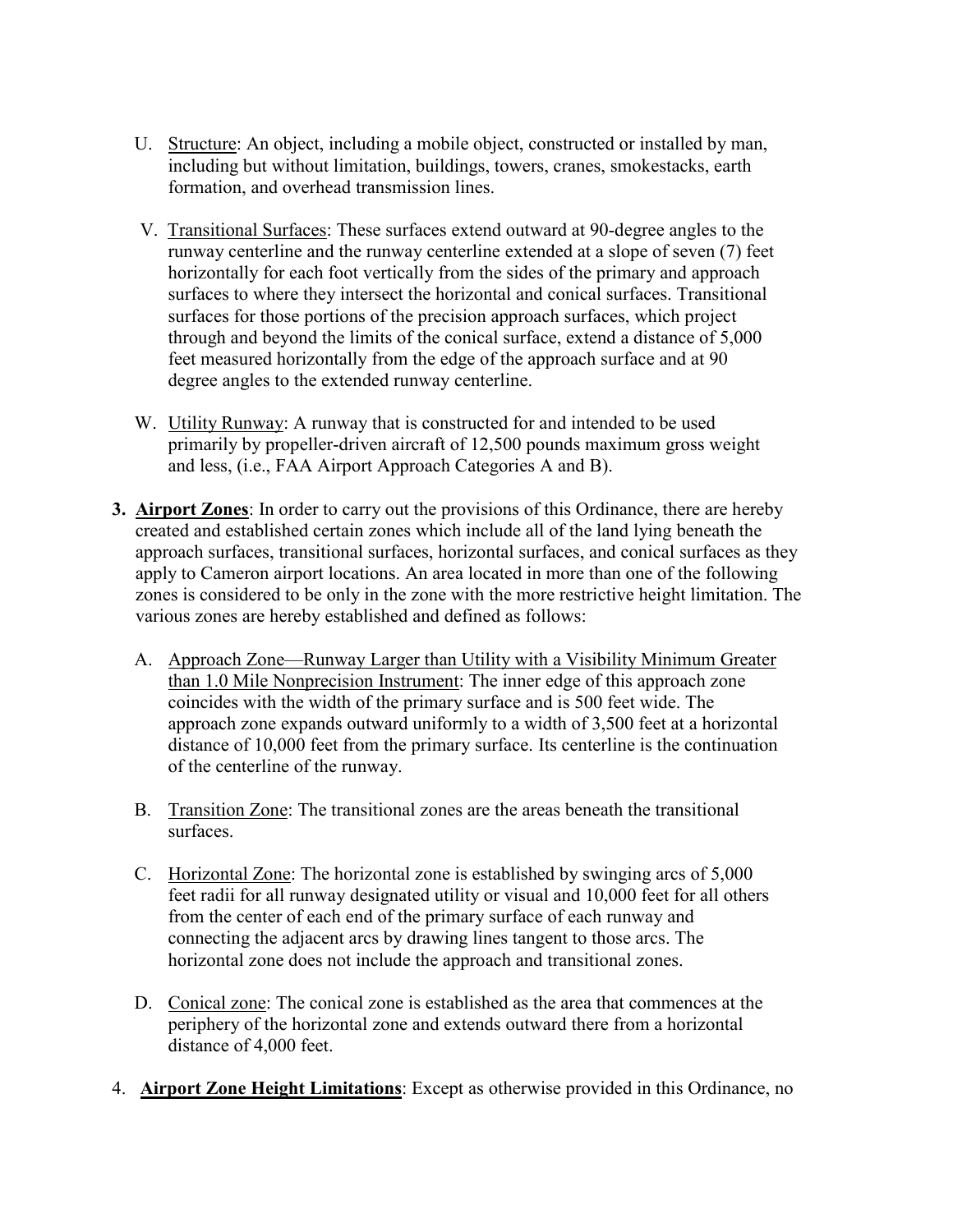U. Structure: An object, including a mobile object, constructed or installed by man, including but without limitation, buildings, towers, cranes, smokestacks, earth formation, and overhead transmission lines.

V. Transitional Surfaces: These surfaces extend outward at 90-degree angles to the runway centerline and the runway centerline extended at a slope of seven (7) feet horizontally for each foot vertically from the sides of the primary and approach surfaces to where they intersect the horizontal and conical surfaces. Transitional surfaces for those portions of the precision approach surfaces, which project through and beyond the limits of the conical surface, extend a distance of 5,000 feet measured horizontally from the edge of the approach surface and at 90 degree angles to the extended runway centerline.

W. Utility Runway: A runway that is constructed for and intended to be used primarily by propeller-driven aircraft of 12,500 pounds maximum gross weight and less, (i.e., FAA Airport Approach Categories A and B).

**3. Airport Zones**: In order to carry out the provisions of this Ordinance, there are hereby created and established certain zones which include all of the land lying beneath the approach surfaces, transitional surfaces, horizontal surfaces, and conical surfaces as they apply to Cameron airport locations. An area located in more than one of the following zones is considered to be only in the zone with the more restrictive height limitation. The various zones are hereby established and defined as follows:

A. Approach Zone—Runway Larger than Utility with a Visibility Minimum Greater than 1.0 Mile Nonprecision Instrument: The inner edge of this approach zone coincides with the width of the primary surface and is 500 feet wide. The approach zone expands outward uniformly to a width of 3,500 feet at a horizontal distance of 10,000 feet from the primary surface. Its centerline is the continuation of the centerline of the runway.

B. Transition Zone: The transitional zones are the areas beneath the transitional surfaces.

C. Horizontal Zone: The horizontal zone is established by swinging arcs of 5,000 feet radii for all runway designated utility or visual and 10,000 feet for all others from the center of each end of the primary surface of each runway and connecting the adjacent arcs by drawing lines tangent to those arcs. The horizontal zone does not include the approach and transitional zones.

D. Conical zone: The conical zone is established as the area that commences at the periphery of the horizontal zone and extends outward there from a horizontal distance of 4,000 feet.

4. **Airport Zone Height Limitations**: Except as otherwise provided in this Ordinance, no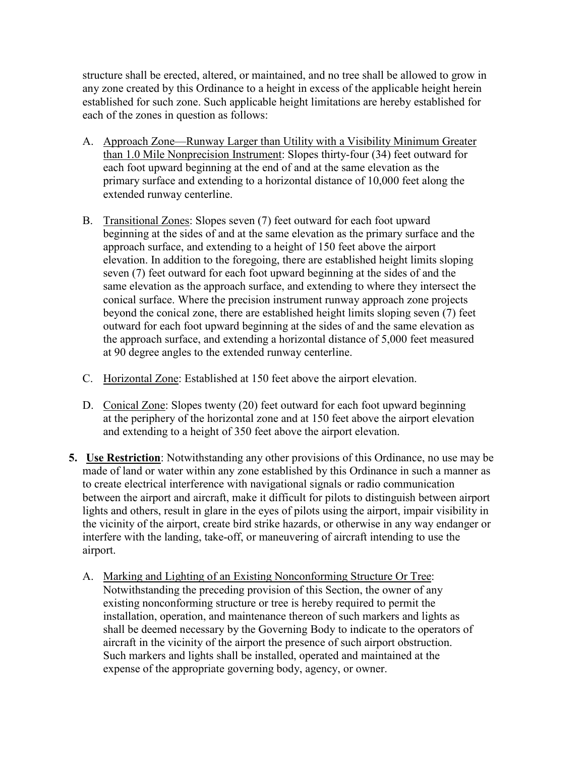structure shall be erected, altered, or maintained, and no tree shall be allowed to grow in any zone created by this Ordinance to a height in excess of the applicable height herein established for such zone. Such applicable height limitations are hereby established for each of the zones in question as follows:

A. Approach Zone—Runway Larger than Utility with a Visibility Minimum Greater than 1.0 Mile Nonprecision Instrument: Slopes thirty-four (34) feet outward for each foot upward beginning at the end of and at the same elevation as the primary surface and extending to a horizontal distance of 10,000 feet along the extended runway centerline.

B. Transitional Zones: Slopes seven (7) feet outward for each foot upward beginning at the sides of and at the same elevation as the primary surface and the approach surface, and extending to a height of 150 feet above the airport elevation. In addition to the foregoing, there are established height limits sloping seven (7) feet outward for each foot upward beginning at the sides of and the same elevation as the approach surface, and extending to where they intersect the conical surface. Where the precision instrument runway approach zone projects beyond the conical zone, there are established height limits sloping seven (7) feet outward for each foot upward beginning at the sides of and the same elevation as the approach surface, and extending a horizontal distance of 5,000 feet measured at 90 degree angles to the extended runway centerline.

C. Horizontal Zone: Established at 150 feet above the airport elevation.

D. Conical Zone: Slopes twenty (20) feet outward for each foot upward beginning at the periphery of the horizontal zone and at 150 feet above the airport elevation and extending to a height of 350 feet above the airport elevation.

**5. Use Restriction**: Notwithstanding any other provisions of this Ordinance, no use may be made of land or water within any zone established by this Ordinance in such a manner as to create electrical interference with navigational signals or radio communication between the airport and aircraft, make it difficult for pilots to distinguish between airport lights and others, result in glare in the eyes of pilots using the airport, impair visibility in the vicinity of the airport, create bird strike hazards, or otherwise in any way endanger or interfere with the landing, take-off, or maneuvering of aircraft intending to use the airport.

A. Marking and Lighting of an Existing Nonconforming Structure Or Tree: Notwithstanding the preceding provision of this Section, the owner of any existing nonconforming structure or tree is hereby required to permit the installation, operation, and maintenance thereon of such markers and lights as shall be deemed necessary by the Governing Body to indicate to the operators of aircraft in the vicinity of the airport the presence of such airport obstruction. Such markers and lights shall be installed, operated and maintained at the expense of the appropriate governing body, agency, or owner.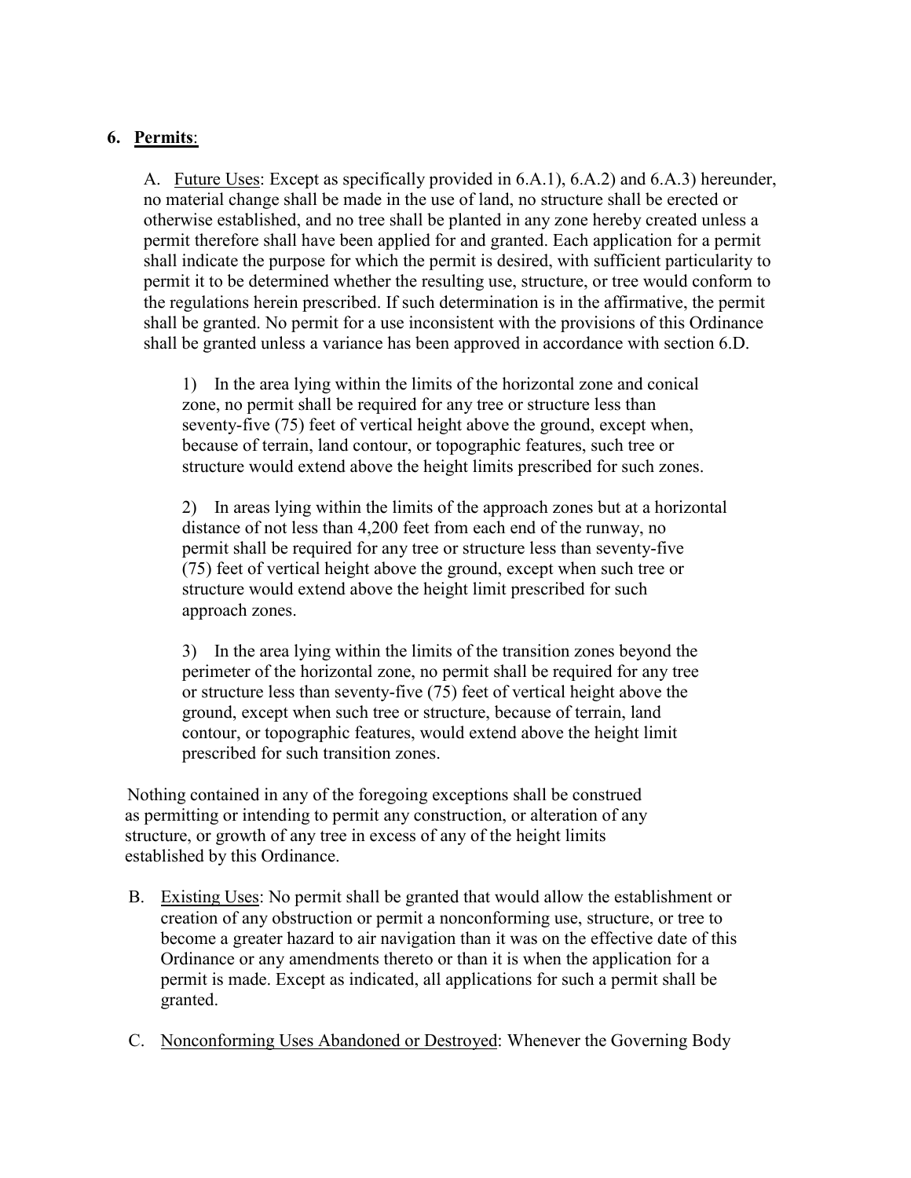## 6. **Permits**:

A. Future Uses: Except as specifically provided in 6.A.1), 6.A.2) and 6.A.3) hereunder, no material change shall be made in the use of land, no structure shall be erected or otherwise established, and no tree shall be planted in any zone hereby created unless a permit therefore shall have been applied for and granted. Each application for a permit shall indicate the purpose for which the permit is desired, with sufficient particularity to permit it to be determined whether the resulting use, structure, or tree would conform to the regulations herein prescribed. If such determination is in the affirmative, the permit shall be granted. No permit for a use inconsistent with the provisions of this Ordinance shall be granted unless a variance has been approved in accordance with section 6.D.

1) In the area lying within the limits of the horizontal zone and conical zone, no permit shall be required for any tree or structure less than seventy-five (75) feet of vertical height above the ground, except when, because of terrain, land contour, or topographic features, such tree or structure would extend above the height limits prescribed for such zones.

2) In areas lying within the limits of the approach zones but at a horizontal distance of not less than 4,200 feet from each end of the runway, no permit shall be required for any tree or structure less than seventy-five (75) feet of vertical height above the ground, except when such tree or structure would extend above the height limit prescribed for such approach zones.

3) In the area lying within the limits of the transition zones beyond the perimeter of the horizontal zone, no permit shall be required for any tree or structure less than seventy-five (75) feet of vertical height above the ground, except when such tree or structure, because of terrain, land contour, or topographic features, would extend above the height limit prescribed for such transition zones.

Nothing contained in any of the foregoing exceptions shall be construed as permitting or intending to permit any construction, or alteration of any structure, or growth of any tree in excess of any of the height limits established by this Ordinance.

B. Existing Uses: No permit shall be granted that would allow the establishment or creation of any obstruction or permit a nonconforming use, structure, or tree to become a greater hazard to air navigation than it was on the effective date of this Ordinance or any amendments thereto or than it is when the application for a permit is made. Except as indicated, all applications for such a permit shall be granted.

C. Nonconforming Uses Abandoned or Destroyed: Whenever the Governing Body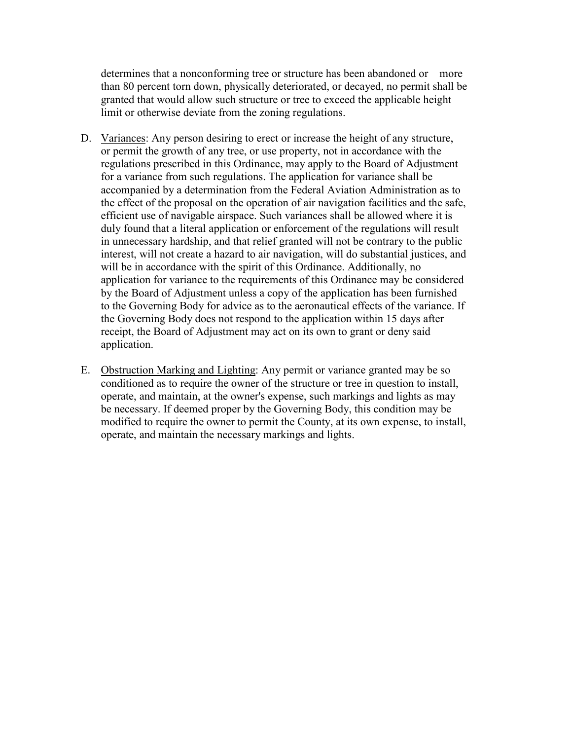determines that a nonconforming tree or structure has been abandoned or more than 80 percent torn down, physically deteriorated, or decayed, no permit shall be granted that would allow such structure or tree to exceed the applicable height limit or otherwise deviate from the zoning regulations.

D. <u>Variances</u>: Any person desiring to erect or increase the height of any structure, or permit the growth of any tree, or use property, not in accordance with the regulations prescribed in this Ordinance, may apply to the Board of Adjustment for a variance from such regulations. The application for variance shall be accompanied by a determination from the Federal Aviation Administration as to the effect of the proposal on the operation of air navigation facilities and the safe, efficient use of navigable airspace. Such variances shall be allowed where it is duly found that a literal application or enforcement of the regulations will result in unnecessary hardship, and that relief granted will not be contrary to the public interest, will not create a hazard to air navigation, will do substantial justices, and will be in accordance with the spirit of this Ordinance. Additionally, no application for variance to the requirements of this Ordinance may be considered by the Board of Adjustment unless a copy of the application has been furnished to the Governing Body for advice as to the aeronautical effects of the variance. If the Governing Body does not respond to the application within 15 days after receipt, the Board of Adjustment may act on its own to grant or deny said application.

E. <u>Obstruction Marking and Lighting</u>: Any permit or variance granted may be so conditioned as to require the owner of the structure or tree in question to install, operate, and maintain, at the owner's expense, such markings and lights as may be necessary. If deemed proper by the Governing Body, this condition may be modified to require the owner to permit the County, at its own expense, to install, operate, and maintain the necessary markings and lights.